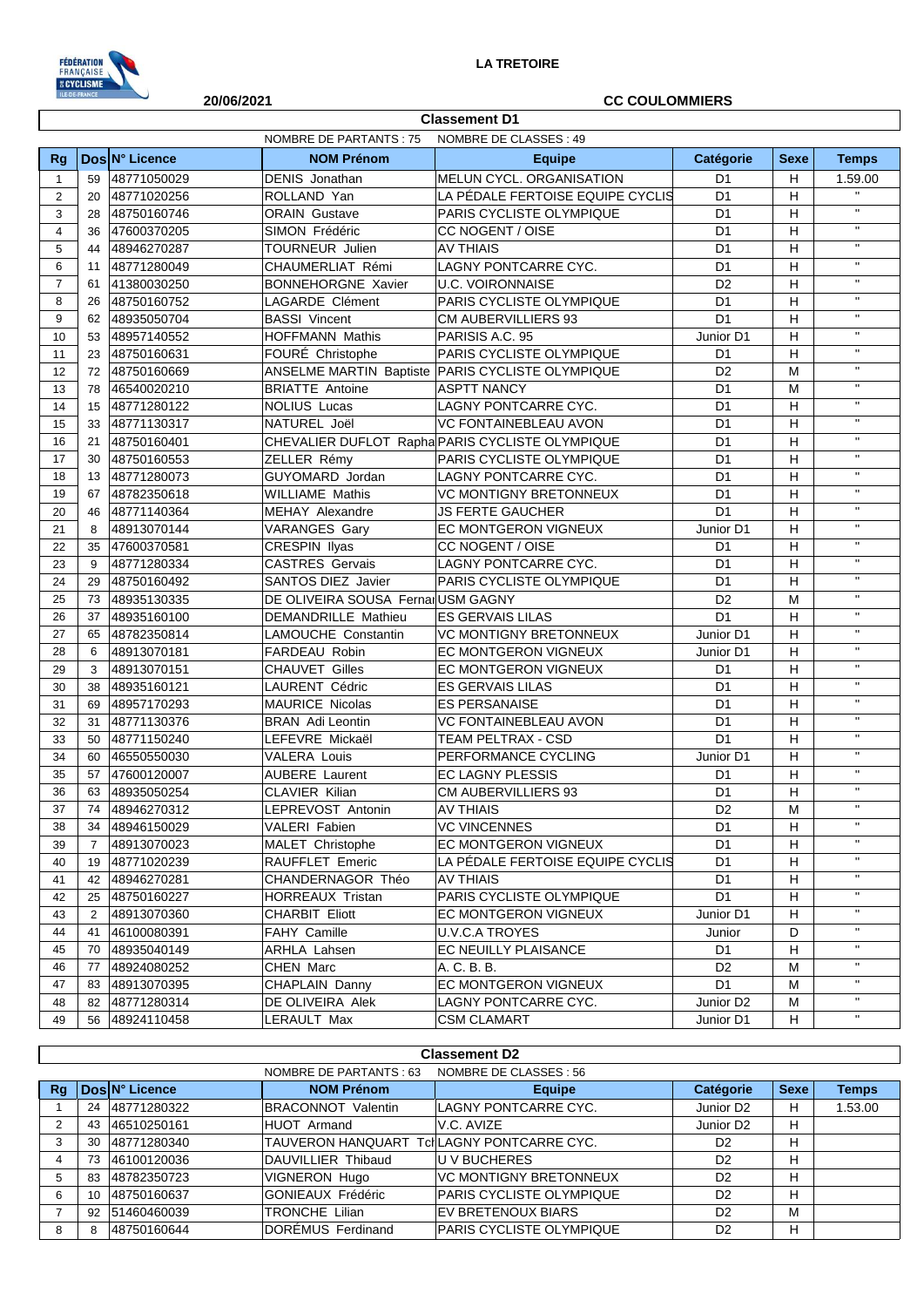LA TRETOIRE

20/06/2021

CC COULOMMIERS

## Classement D1

NOMBRE DE PARTANTS : 75 NOMBRE DE CLASSES : 49

| Rg | Dos | N° Licence | NOM Prénom | Equipe | Catégorie | Sexe | Temps |
|---|---|---|---|---|---|---|---|
| 1 | 59 | 48771050029 | DENIS Jonathan | MELUN CYCL. ORGANISATION | D1 | H | 1.59.00 |
| 2 | 20 | 48771020256 | ROLLAND Yan | LA PÉDALE FERTOISE EQUIPE CYCLIS | D1 | H | " |
| 3 | 28 | 48750160746 | ORAIN Gustave | PARIS CYCLISTE OLYMPIQUE | D1 | H | " |
| 4 | 36 | 47600370205 | SIMON Frédéric | CC NOGENT / OISE | D1 | H | " |
| 5 | 44 | 48946270287 | TOURNEUR Julien | AV THIAIS | D1 | H | " |
| 6 | 11 | 48771280049 | CHAUMERLIAT Rémi | LAGNY PONTCARRE CYC. | D1 | H | " |
| 7 | 61 | 41380030250 | BONNEHORGNE Xavier | U.C. VOIRONNAISE | D2 | H | " |
| 8 | 26 | 48750160752 | LAGARDE Clément | PARIS CYCLISTE OLYMPIQUE | D1 | H | " |
| 9 | 62 | 48935050704 | BASSI Vincent | CM AUBERVILLIERS 93 | D1 | H | " |
| 10 | 53 | 48957140552 | HOFFMANN Mathis | PARISIS A.C. 95 | Junior D1 | H | " |
| 11 | 23 | 48750160631 | FOURÉ Christophe | PARIS CYCLISTE OLYMPIQUE | D1 | H | " |
| 12 | 72 | 48750160669 | ANSELME MARTIN Baptiste | PARIS CYCLISTE OLYMPIQUE | D2 | M | " |
| 13 | 78 | 46540020210 | BRIATTE Antoine | ASPTT NANCY | D1 | M | " |
| 14 | 15 | 48771280122 | NOLIUS Lucas | LAGNY PONTCARRE CYC. | D1 | H | " |
| 15 | 33 | 48771130317 | NATUREL Joël | VC FONTAINEBLEAU AVON | D1 | H | " |
| 16 | 21 | 48750160401 | CHEVALIER DUFLOT Rapha | PARIS CYCLISTE OLYMPIQUE | D1 | H | " |
| 17 | 30 | 48750160553 | ZELLER Rémy | PARIS CYCLISTE OLYMPIQUE | D1 | H | " |
| 18 | 13 | 48771280073 | GUYOMARD Jordan | LAGNY PONTCARRE CYC. | D1 | H | " |
| 19 | 67 | 48782350618 | WILLIAME Mathis | VC MONTIGNY BRETONNEUX | D1 | H | " |
| 20 | 46 | 48771140364 | MEHAY Alexandre | JS FERTE GAUCHER | D1 | H | " |
| 21 | 8 | 48913070144 | VARANGES Gary | EC MONTGERON VIGNEUX | Junior D1 | H | " |
| 22 | 35 | 47600370581 | CRESPIN Ilyas | CC NOGENT / OISE | D1 | H | " |
| 23 | 9 | 48771280334 | CASTRES Gervais | LAGNY PONTCARRE CYC. | D1 | H | " |
| 24 | 29 | 48750160492 | SANTOS DIEZ Javier | PARIS CYCLISTE OLYMPIQUE | D1 | H | " |
| 25 | 73 | 48935130335 | DE OLIVEIRA SOUSA Fernai | USM GAGNY | D2 | M | " |
| 26 | 37 | 48935160100 | DEMANDRILLE Mathieu | ES GERVAIS LILAS | D1 | H | " |
| 27 | 65 | 48782350814 | LAMOUCHE Constantin | VC MONTIGNY BRETONNEUX | Junior D1 | H | " |
| 28 | 6 | 48913070181 | FARDEAU Robin | EC MONTGERON VIGNEUX | Junior D1 | H | " |
| 29 | 3 | 48913070151 | CHAUVET Gilles | EC MONTGERON VIGNEUX | D1 | H | " |
| 30 | 38 | 48935160121 | LAURENT Cédric | ES GERVAIS LILAS | D1 | H | " |
| 31 | 69 | 48957170293 | MAURICE Nicolas | ES PERSANAISE | D1 | H | " |
| 32 | 31 | 48771130376 | BRAN Adi Leontin | VC FONTAINEBLEAU AVON | D1 | H | " |
| 33 | 50 | 48771150240 | LEFEVRE Mickaël | TEAM PELTRAX - CSD | D1 | H | " |
| 34 | 60 | 46550550030 | VALERA Louis | PERFORMANCE CYCLING | Junior D1 | H | " |
| 35 | 57 | 47600120007 | AUBERE Laurent | EC LAGNY PLESSIS | D1 | H | " |
| 36 | 63 | 48935050254 | CLAVIER Kilian | CM AUBERVILLIERS 93 | D1 | H | " |
| 37 | 74 | 48946270312 | LEPREVOST Antonin | AV THIAIS | D2 | M | " |
| 38 | 34 | 48946150029 | VALERI Fabien | VC VINCENNES | D1 | H | " |
| 39 | 7 | 48913070023 | MALET Christophe | EC MONTGERON VIGNEUX | D1 | H | " |
| 40 | 19 | 48771020239 | RAUFFLET Emeric | LA PÉDALE FERTOISE EQUIPE CYCLIS | D1 | H | " |
| 41 | 42 | 48946270281 | CHANDERNAGOR Théo | AV THIAIS | D1 | H | " |
| 42 | 25 | 48750160227 | HORREAUX Tristan | PARIS CYCLISTE OLYMPIQUE | D1 | H | " |
| 43 | 2 | 48913070360 | CHARBIT Eliott | EC MONTGERON VIGNEUX | Junior D1 | H | " |
| 44 | 41 | 46100080391 | FAHY Camille | U.V.C.A TROYES | Junior | D | " |
| 45 | 70 | 48935040149 | ARHLA Lahsen | EC NEUILLY PLAISANCE | D1 | H | " |
| 46 | 77 | 48924080252 | CHEN Marc | A. C. B. B. | D2 | M | " |
| 47 | 83 | 48913070395 | CHAPLAIN Danny | EC MONTGERON VIGNEUX | D1 | M | " |
| 48 | 82 | 48771280314 | DE OLIVEIRA Alek | LAGNY PONTCARRE CYC. | Junior D2 | M | " |
| 49 | 56 | 48924110458 | LERAULT Max | CSM CLAMART | Junior D1 | H | " |

## Classement D2

NOMBRE DE PARTANTS : 63 NOMBRE DE CLASSES : 56

| Rg | Dos | N° Licence | NOM Prénom | Equipe | Catégorie | Sexe | Temps |
|---|---|---|---|---|---|---|---|
| 1 | 24 | 48771280322 | BRACONNOT Valentin | LAGNY PONTCARRE CYC. | Junior D2 | H | 1.53.00 |
| 2 | 43 | 46510250161 | HUOT Armand | V.C. AVIZE | Junior D2 | H | |
| 3 | 30 | 48771280340 | TAUVERON HANQUART Tch | LAGNY PONTCARRE CYC. | D2 | H | |
| 4 | 73 | 46100120036 | DAUVILLIER Thibaud | U V BUCHERES | D2 | H | |
| 5 | 83 | 48782350723 | VIGNERON Hugo | VC MONTIGNY BRETONNEUX | D2 | H | |
| 6 | 10 | 48750160637 | GONIEAUX Frédéric | PARIS CYCLISTE OLYMPIQUE | D2 | H | |
| 7 | 92 | 51460460039 | TRONCHE Lilian | EV BRETENOUX BIARS | D2 | M | |
| 8 | 8 | 48750160644 | DORÉMUS Ferdinand | PARIS CYCLISTE OLYMPIQUE | D2 | H | |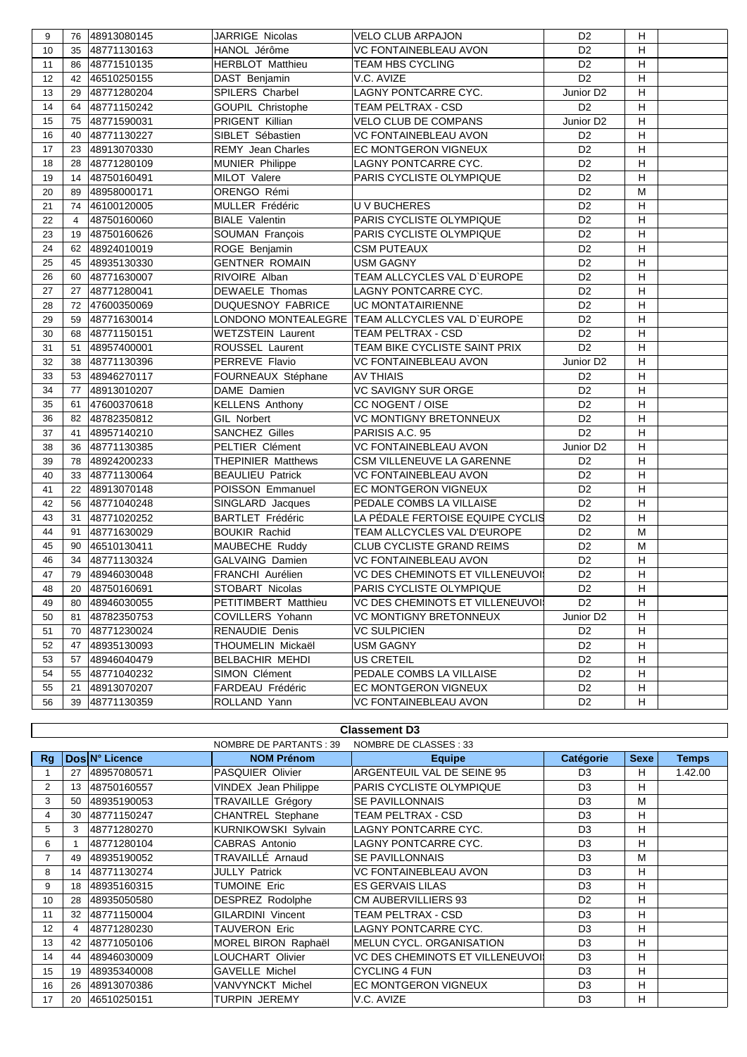| 9 | 76 | 48913080145 | JARRIGE Nicolas | VELO CLUB ARPAJON | D2 | H | |
|---|---|---|---|---|---|---|---|
| 10 | 35 | 48771130163 | HANOL Jérôme | VC FONTAINEBLEAU AVON | D2 | H | |
| 11 | 86 | 48771510135 | HERBLOT Matthieu | TEAM HBS CYCLING | D2 | H | |
| 12 | 42 | 46510250155 | DAST Benjamin | V.C. AVIZE | D2 | H | |
| 13 | 29 | 48771280204 | SPILERS Charbel | LAGNY PONTCARRE CYC. | Junior D2 | H | |
| 14 | 64 | 48771150242 | GOUPIL Christophe | TEAM PELTRAX - CSD | D2 | H | |
| 15 | 75 | 48771590031 | PRIGENT Killian | VELO CLUB DE COMPANS | Junior D2 | H | |
| 16 | 40 | 48771130227 | SIBLET Sébastien | VC FONTAINEBLEAU AVON | D2 | H | |
| 17 | 23 | 48913070330 | REMY Jean Charles | EC MONTGERON VIGNEUX | D2 | H | |
| 18 | 28 | 48771280109 | MUNIER Philippe | LAGNY PONTCARRE CYC. | D2 | H | |
| 19 | 14 | 48750160491 | MILOT Valere | PARIS CYCLISTE OLYMPIQUE | D2 | H | |
| 20 | 89 | 48958000171 | ORENGO Rémi | | D2 | M | |
| 21 | 74 | 46100120005 | MULLER Frédéric | U V BUCHERES | D2 | H | |
| 22 | 4 | 48750160060 | BIALE Valentin | PARIS CYCLISTE OLYMPIQUE | D2 | H | |
| 23 | 19 | 48750160626 | SOUMAN François | PARIS CYCLISTE OLYMPIQUE | D2 | H | |
| 24 | 62 | 48924010019 | ROGE Benjamin | CSM PUTEAUX | D2 | H | |
| 25 | 45 | 48935130330 | GENTNER ROMAIN | USM GAGNY | D2 | H | |
| 26 | 60 | 48771630007 | RIVOIRE Alban | TEAM ALLCYCLES VAL D`EUROPE | D2 | H | |
| 27 | 27 | 48771280041 | DEWAELE Thomas | LAGNY PONTCARRE CYC. | D2 | H | |
| 28 | 72 | 47600350069 | DUQUESNOY FABRICE | UC MONTATAIRIENNE | D2 | H | |
| 29 | 59 | 48771630014 | LONDONO MONTEALEGRE | TEAM ALLCYCLES VAL D`EUROPE | D2 | H | |
| 30 | 68 | 48771150151 | WETZSTEIN Laurent | TEAM PELTRAX - CSD | D2 | H | |
| 31 | 51 | 48957400001 | ROUSSEL Laurent | TEAM BIKE CYCLISTE SAINT PRIX | D2 | H | |
| 32 | 38 | 48771130396 | PERREVE Flavio | VC FONTAINEBLEAU AVON | Junior D2 | H | |
| 33 | 53 | 48946270117 | FOURNEAUX Stéphane | AV THIAIS | D2 | H | |
| 34 | 77 | 48913010207 | DAME Damien | VC SAVIGNY SUR ORGE | D2 | H | |
| 35 | 61 | 47600370618 | KELLENS Anthony | CC NOGENT / OISE | D2 | H | |
| 36 | 82 | 48782350812 | GIL Norbert | VC MONTIGNY BRETONNEUX | D2 | H | |
| 37 | 41 | 48957140210 | SANCHEZ Gilles | PARISIS A.C. 95 | D2 | H | |
| 38 | 36 | 48771130385 | PELTIER Clément | VC FONTAINEBLEAU AVON | Junior D2 | H | |
| 39 | 78 | 48924200233 | THEPINIER Matthews | CSM VILLENEUVE LA GARENNE | D2 | H | |
| 40 | 33 | 48771130064 | BEAULIEU Patrick | VC FONTAINEBLEAU AVON | D2 | H | |
| 41 | 22 | 48913070148 | POISSON Emmanuel | EC MONTGERON VIGNEUX | D2 | H | |
| 42 | 56 | 48771040248 | SINGLARD Jacques | PEDALE COMBS LA VILLAISE | D2 | H | |
| 43 | 31 | 48771020252 | BARTLET Frédéric | LA PÉDALE FERTOISE EQUIPE CYCLIS | D2 | H | |
| 44 | 91 | 48771630029 | BOUKIR Rachid | TEAM ALLCYCLES VAL D'EUROPE | D2 | M | |
| 45 | 90 | 46510130411 | MAUBECHE Ruddy | CLUB CYCLISTE GRAND REIMS | D2 | M | |
| 46 | 34 | 48771130324 | GALVAING Damien | VC FONTAINEBLEAU AVON | D2 | H | |
| 47 | 79 | 48946030048 | FRANCHI Aurélien | VC DES CHEMINOTS ET VILLENEUVOI | D2 | H | |
| 48 | 20 | 48750160691 | STOBART Nicolas | PARIS CYCLISTE OLYMPIQUE | D2 | H | |
| 49 | 80 | 48946030055 | PETITIMBERT Matthieu | VC DES CHEMINOTS ET VILLENEUVOI | D2 | H | |
| 50 | 81 | 48782350753 | COVILLERS Yohann | VC MONTIGNY BRETONNEUX | Junior D2 | H | |
| 51 | 70 | 48771230024 | RENAUDIE Denis | VC SULPICIEN | D2 | H | |
| 52 | 47 | 48935130093 | THOUMELIN Mickaël | USM GAGNY | D2 | H | |
| 53 | 57 | 48946040479 | BELBACHIR MEHDI | US CRETEIL | D2 | H | |
| 54 | 55 | 48771040232 | SIMON Clément | PEDALE COMBS LA VILLAISE | D2 | H | |
| 55 | 21 | 48913070207 | FARDEAU Frédéric | EC MONTGERON VIGNEUX | D2 | H | |
| 56 | 39 | 48771130359 | ROLLAND Yann | VC FONTAINEBLEAU AVON | D2 | H | |

## Classement D3

NOMBRE DE PARTANTS : 39 NOMBRE DE CLASSES : 33

| Rg | Dos | N° Licence | NOM Prénom | Equipe | Catégorie | Sexe | Temps |
|---|---|---|---|---|---|---|---|
| 1 | 27 | 48957080571 | PASQUIER Olivier | ARGENTEUIL VAL DE SEINE 95 | D3 | H | 1.42.00 |
| 2 | 13 | 48750160557 | VINDEX Jean Philippe | PARIS CYCLISTE OLYMPIQUE | D3 | H | |
| 3 | 50 | 48935190053 | TRAVAILLE Grégory | SE PAVILLONNAIS | D3 | M | |
| 4 | 30 | 48771150247 | CHANTREL Stephane | TEAM PELTRAX - CSD | D3 | H | |
| 5 | 3 | 48771280270 | KURNIKOWSKI Sylvain | LAGNY PONTCARRE CYC. | D3 | H | |
| 6 | 1 | 48771280104 | CABRAS Antonio | LAGNY PONTCARRE CYC. | D3 | H | |
| 7 | 49 | 48935190052 | TRAVAILLÉ Arnaud | SE PAVILLONNAIS | D3 | M | |
| 8 | 14 | 48771130274 | JULLY Patrick | VC FONTAINEBLEAU AVON | D3 | H | |
| 9 | 18 | 48935160315 | TUMOINE Eric | ES GERVAIS LILAS | D3 | H | |
| 10 | 28 | 48935050580 | DESPREZ Rodolphe | CM AUBERVILLIERS 93 | D2 | H | |
| 11 | 32 | 48771150004 | GILARDINI Vincent | TEAM PELTRAX - CSD | D3 | H | |
| 12 | 4 | 48771280230 | TAUVERON Eric | LAGNY PONTCARRE CYC. | D3 | H | |
| 13 | 42 | 48771050106 | MOREL BIRON Raphaël | MELUN CYCL. ORGANISATION | D3 | H | |
| 14 | 44 | 48946030009 | LOUCHART Olivier | VC DES CHEMINOTS ET VILLENEUVOI | D3 | H | |
| 15 | 19 | 48935340008 | GAVELLE Michel | CYCLING 4 FUN | D3 | H | |
| 16 | 26 | 48913070386 | VANVYNCKT Michel | EC MONTGERON VIGNEUX | D3 | H | |
| 17 | 20 | 46510250151 | TURPIN JEREMY | V.C. AVIZE | D3 | H | |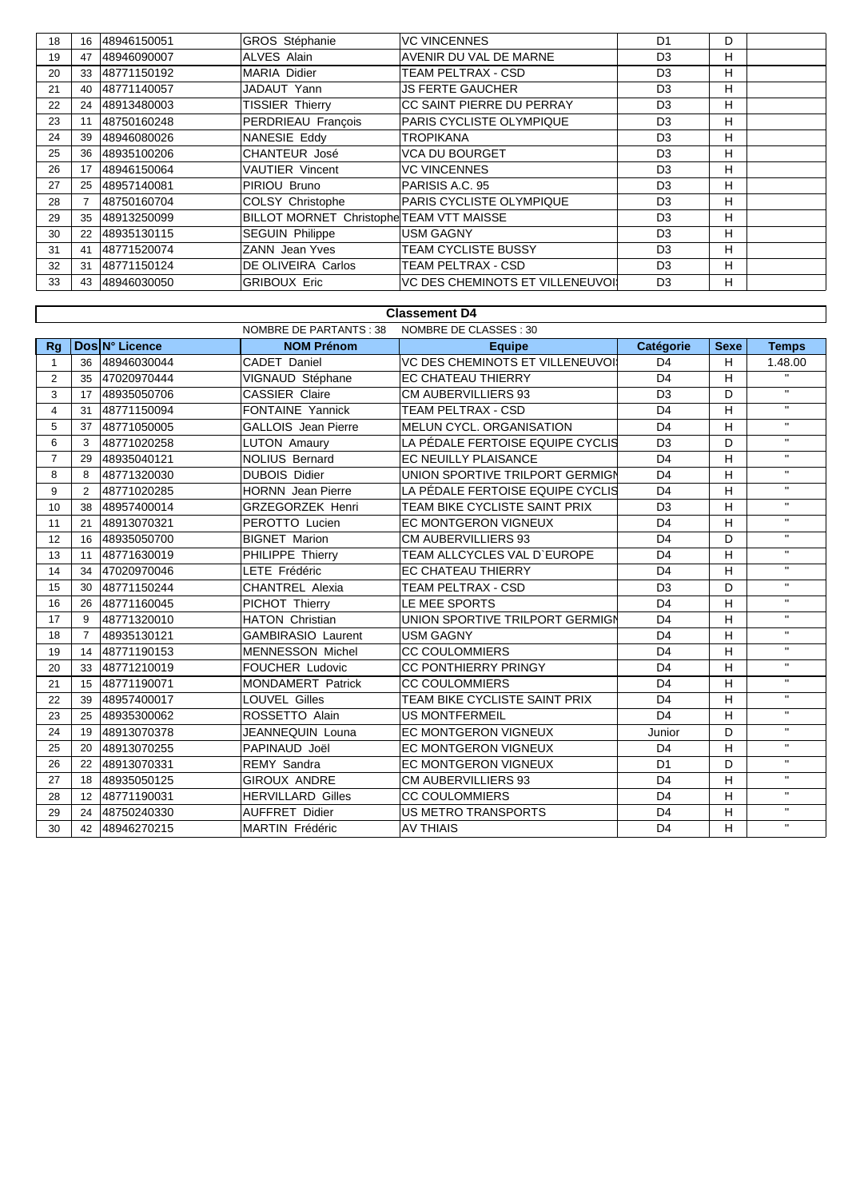| 18 | 16 | 48946150051 | GROS Stéphanie | VC VINCENNES | D1 | D | |
|---|---|---|---|---|---|---|---|
| 19 | 47 | 48946090007 | ALVES Alain | AVENIR DU VAL DE MARNE | D3 | H | |
| 20 | 33 | 48771150192 | MARIA Didier | TEAM PELTRAX - CSD | D3 | H | |
| 21 | 40 | 48771140057 | JADAUT Yann | JS FERTE GAUCHER | D3 | H | |
| 22 | 24 | 48913480003 | TISSIER Thierry | CC SAINT PIERRE DU PERRAY | D3 | H | |
| 23 | 11 | 48750160248 | PERDRIEAU François | PARIS CYCLISTE OLYMPIQUE | D3 | H | |
| 24 | 39 | 48946080026 | NANESIE Eddy | TROPIKANA | D3 | H | |
| 25 | 36 | 48935100206 | CHANTEUR José | VCA DU BOURGET | D3 | H | |
| 26 | 17 | 48946150064 | VAUTIER Vincent | VC VINCENNES | D3 | H | |
| 27 | 25 | 48957140081 | PIRIOU Bruno | PARISIS A.C. 95 | D3 | H | |
| 28 | 7 | 48750160704 | COLSY Christophe | PARIS CYCLISTE OLYMPIQUE | D3 | H | |
| 29 | 35 | 48913250099 | BILLOT MORNET Christophe | TEAM VTT MAISSE | D3 | H | |
| 30 | 22 | 48935130115 | SEGUIN Philippe | USM GAGNY | D3 | H | |
| 31 | 41 | 48771520074 | ZANN Jean Yves | TEAM CYCLISTE BUSSY | D3 | H | |
| 32 | 31 | 48771150124 | DE OLIVEIRA Carlos | TEAM PELTRAX - CSD | D3 | H | |
| 33 | 43 | 48946030050 | GRIBOUX Eric | VC DES CHEMINOTS ET VILLENEUVOI | D3 | H | |

## Classement D4

NOMBRE DE PARTANTS : 38  NOMBRE DE CLASSES : 30

| Rg | Dos | N° Licence | NOM Prénom | Equipe | Catégorie | Sexe | Temps |
|---|---|---|---|---|---|---|---|
| 1 | 36 | 48946030044 | CADET Daniel | VC DES CHEMINOTS ET VILLENEUVOI | D4 | H | 1.48.00 |
| 2 | 35 | 47020970444 | VIGNAUD Stéphane | EC CHATEAU THIERRY | D4 | H | " |
| 3 | 17 | 48935050706 | CASSIER Claire | CM AUBERVILLIERS 93 | D3 | D | " |
| 4 | 31 | 48771150094 | FONTAINE Yannick | TEAM PELTRAX - CSD | D4 | H | " |
| 5 | 37 | 48771050005 | GALLOIS Jean Pierre | MELUN CYCL. ORGANISATION | D4 | H | " |
| 6 | 3 | 48771020258 | LUTON Amaury | LA PÉDALE FERTOISE EQUIPE CYCLIS | D3 | D | " |
| 7 | 29 | 48935040121 | NOLIUS Bernard | EC NEUILLY PLAISANCE | D4 | H | " |
| 8 | 8 | 48771320030 | DUBOIS Didier | UNION SPORTIVE TRILPORT GERMIGN | D4 | H | " |
| 9 | 2 | 48771020285 | HORNN Jean Pierre | LA PÉDALE FERTOISE EQUIPE CYCLIS | D4 | H | " |
| 10 | 38 | 48957400014 | GRZEGORZEK Henri | TEAM BIKE CYCLISTE SAINT PRIX | D3 | H | " |
| 11 | 21 | 48913070321 | PEROTTO Lucien | EC MONTGERON VIGNEUX | D4 | H | " |
| 12 | 16 | 48935050700 | BIGNET Marion | CM AUBERVILLIERS 93 | D4 | D | " |
| 13 | 11 | 48771630019 | PHILIPPE Thierry | TEAM ALLCYCLES VAL D`EUROPE | D4 | H | " |
| 14 | 34 | 47020970046 | LETE Frédéric | EC CHATEAU THIERRY | D4 | H | " |
| 15 | 30 | 48771150244 | CHANTREL Alexia | TEAM PELTRAX - CSD | D3 | D | " |
| 16 | 26 | 48771160045 | PICHOT Thierry | LE MEE SPORTS | D4 | H | " |
| 17 | 9 | 48771320010 | HATON Christian | UNION SPORTIVE TRILPORT GERMIGN | D4 | H | " |
| 18 | 7 | 48935130121 | GAMBIRASIO Laurent | USM GAGNY | D4 | H | " |
| 19 | 14 | 48771190153 | MENNESSON Michel | CC COULOMMIERS | D4 | H | " |
| 20 | 33 | 48771210019 | FOUCHER Ludovic | CC PONTHIERRY PRINGY | D4 | H | " |
| 21 | 15 | 48771190071 | MONDAMERT Patrick | CC COULOMMIERS | D4 | H | " |
| 22 | 39 | 48957400017 | LOUVEL Gilles | TEAM BIKE CYCLISTE SAINT PRIX | D4 | H | " |
| 23 | 25 | 48935300062 | ROSSETTO Alain | US MONTFERMEIL | D4 | H | " |
| 24 | 19 | 48913070378 | JEANNEQUIN Louna | EC MONTGERON VIGNEUX | Junior | D | " |
| 25 | 20 | 48913070255 | PAPINAUD Joël | EC MONTGERON VIGNEUX | D4 | H | " |
| 26 | 22 | 48913070331 | REMY Sandra | EC MONTGERON VIGNEUX | D1 | D | " |
| 27 | 18 | 48935050125 | GIROUX ANDRE | CM AUBERVILLIERS 93 | D4 | H | " |
| 28 | 12 | 48771190031 | HERVILLARD Gilles | CC COULOMMIERS | D4 | H | " |
| 29 | 24 | 48750240330 | AUFFRET Didier | US METRO TRANSPORTS | D4 | H | " |
| 30 | 42 | 48946270215 | MARTIN Frédéric | AV THIAIS | D4 | H | " |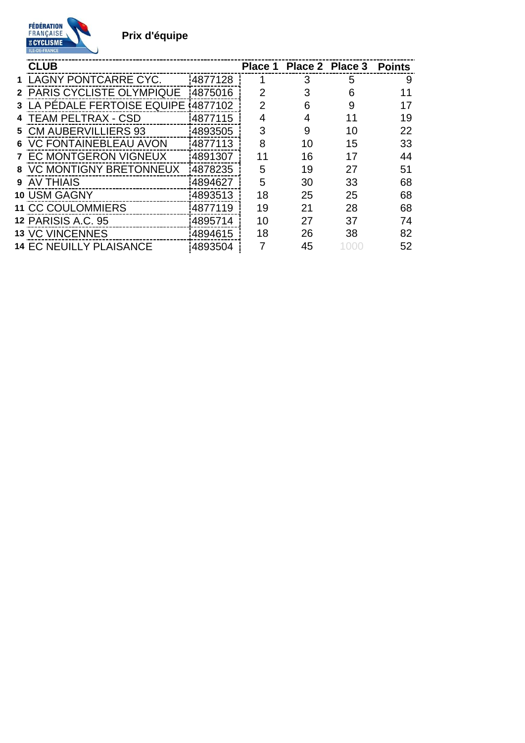## Prix d'équipe

| | CLUB | | Place 1 | Place 2 | Place 3 | Points |
|---|---|---|---|---|---|---|
| 1 | LAGNY PONTCARRE CYC. | 4877128 | 1 | 3 | 5 | 9 |
| 2 | PARIS CYCLISTE OLYMPIQUE | 4875016 | 2 | 3 | 6 | 11 |
| 3 | LA PÉDALE FERTOISE EQUIPE ( | 4877102 | 2 | 6 | 9 | 17 |
| 4 | TEAM PELTRAX - CSD | 4877115 | 4 | 4 | 11 | 19 |
| 5 | CM AUBERVILLIERS 93 | 4893505 | 3 | 9 | 10 | 22 |
| 6 | VC FONTAINEBLEAU AVON | 4877113 | 8 | 10 | 15 | 33 |
| 7 | EC MONTGERON VIGNEUX | 4891307 | 11 | 16 | 17 | 44 |
| 8 | VC MONTIGNY BRETONNEUX | 4878235 | 5 | 19 | 27 | 51 |
| 9 | AV THIAIS | 4894627 | 5 | 30 | 33 | 68 |
| 10 | USM GAGNY | 4893513 | 18 | 25 | 25 | 68 |
| 11 | CC COULOMMIERS | 4877119 | 19 | 21 | 28 | 68 |
| 12 | PARISIS A.C. 95 | 4895714 | 10 | 27 | 37 | 74 |
| 13 | VC VINCENNES | 4894615 | 18 | 26 | 38 | 82 |
| 14 | EC NEUILLY PLAISANCE | 4893504 | 7 | 45 | 1000 | 52 |